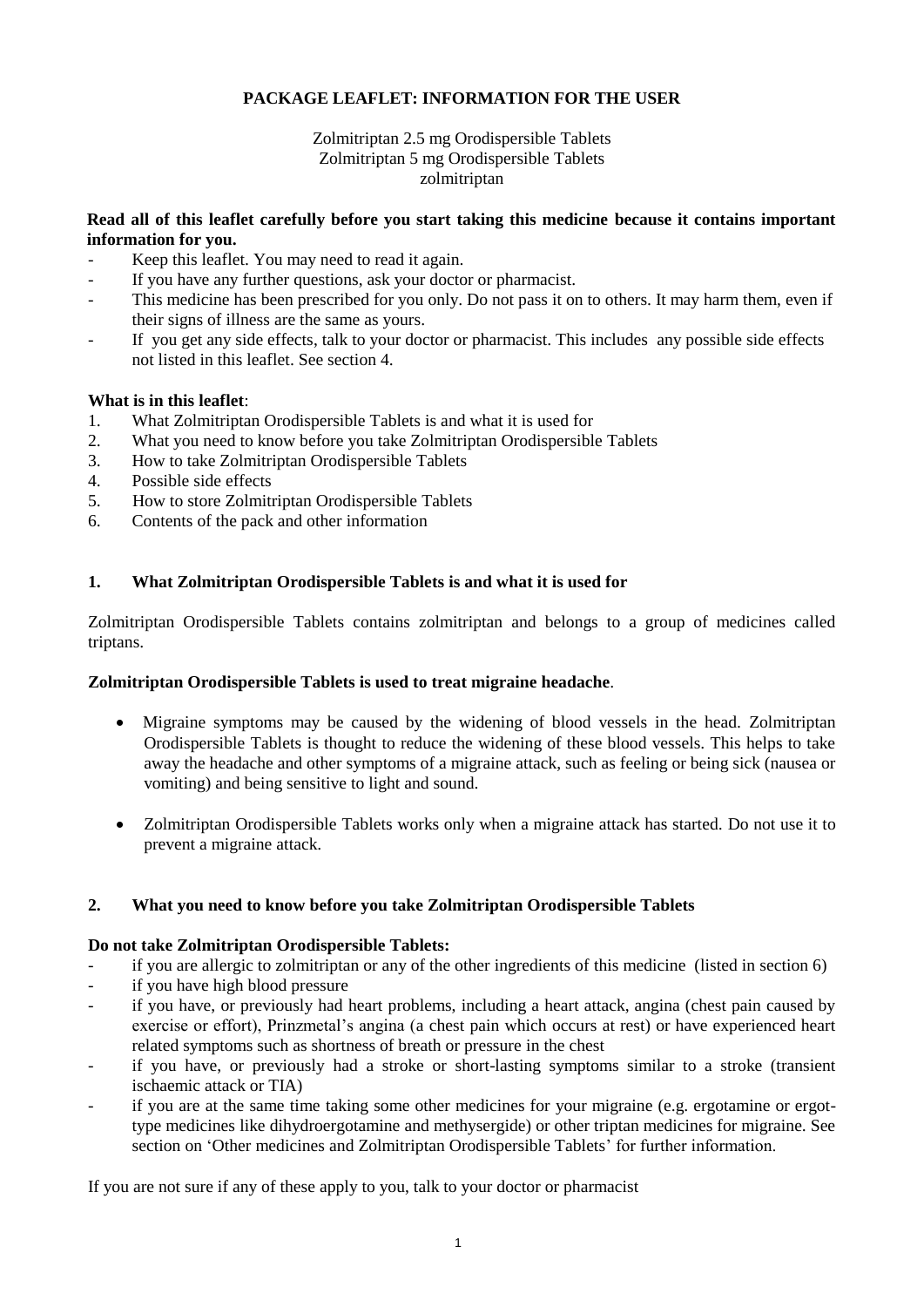# PACKAGE LEAFLET: INFORMATION FOR THE USER

Zolmitriptan 2.5 mg Orodispersible Tablets
Zolmitriptan 5 mg Orodispersible Tablets
zolmitriptan

**Read all of this leaflet carefully before you start taking this medicine because it contains important information for you.**

- Keep this leaflet. You may need to read it again.
- If you have any further questions, ask your doctor or pharmacist.
- This medicine has been prescribed for you only. Do not pass it on to others. It may harm them, even if their signs of illness are the same as yours.
- If you get any side effects, talk to your doctor or pharmacist. This includes any possible side effects not listed in this leaflet. See section 4.

**What is in this leaflet**:

1. What Zolmitriptan Orodispersible Tablets is and what it is used for
2. What you need to know before you take Zolmitriptan Orodispersible Tablets
3. How to take Zolmitriptan Orodispersible Tablets
4. Possible side effects
5. How to store Zolmitriptan Orodispersible Tablets
6. Contents of the pack and other information

## 1. What Zolmitriptan Orodispersible Tablets is and what it is used for

Zolmitriptan Orodispersible Tablets contains zolmitriptan and belongs to a group of medicines called triptans.

**Zolmitriptan Orodispersible Tablets is used to treat migraine headache**.

- Migraine symptoms may be caused by the widening of blood vessels in the head. Zolmitriptan Orodispersible Tablets is thought to reduce the widening of these blood vessels. This helps to take away the headache and other symptoms of a migraine attack, such as feeling or being sick (nausea or vomiting) and being sensitive to light and sound.
- Zolmitriptan Orodispersible Tablets works only when a migraine attack has started. Do not use it to prevent a migraine attack.

## 2. What you need to know before you take Zolmitriptan Orodispersible Tablets

**Do not take Zolmitriptan Orodispersible Tablets:**

- if you are allergic to zolmitriptan or any of the other ingredients of this medicine (listed in section 6)
- if you have high blood pressure
- if you have, or previously had heart problems, including a heart attack, angina (chest pain caused by exercise or effort), Prinzmetal's angina (a chest pain which occurs at rest) or have experienced heart related symptoms such as shortness of breath or pressure in the chest
- if you have, or previously had a stroke or short-lasting symptoms similar to a stroke (transient ischaemic attack or TIA)
- if you are at the same time taking some other medicines for your migraine (e.g. ergotamine or ergot-type medicines like dihydroergotamine and methysergide) or other triptan medicines for migraine. See section on 'Other medicines and Zolmitriptan Orodispersible Tablets' for further information.

If you are not sure if any of these apply to you, talk to your doctor or pharmacist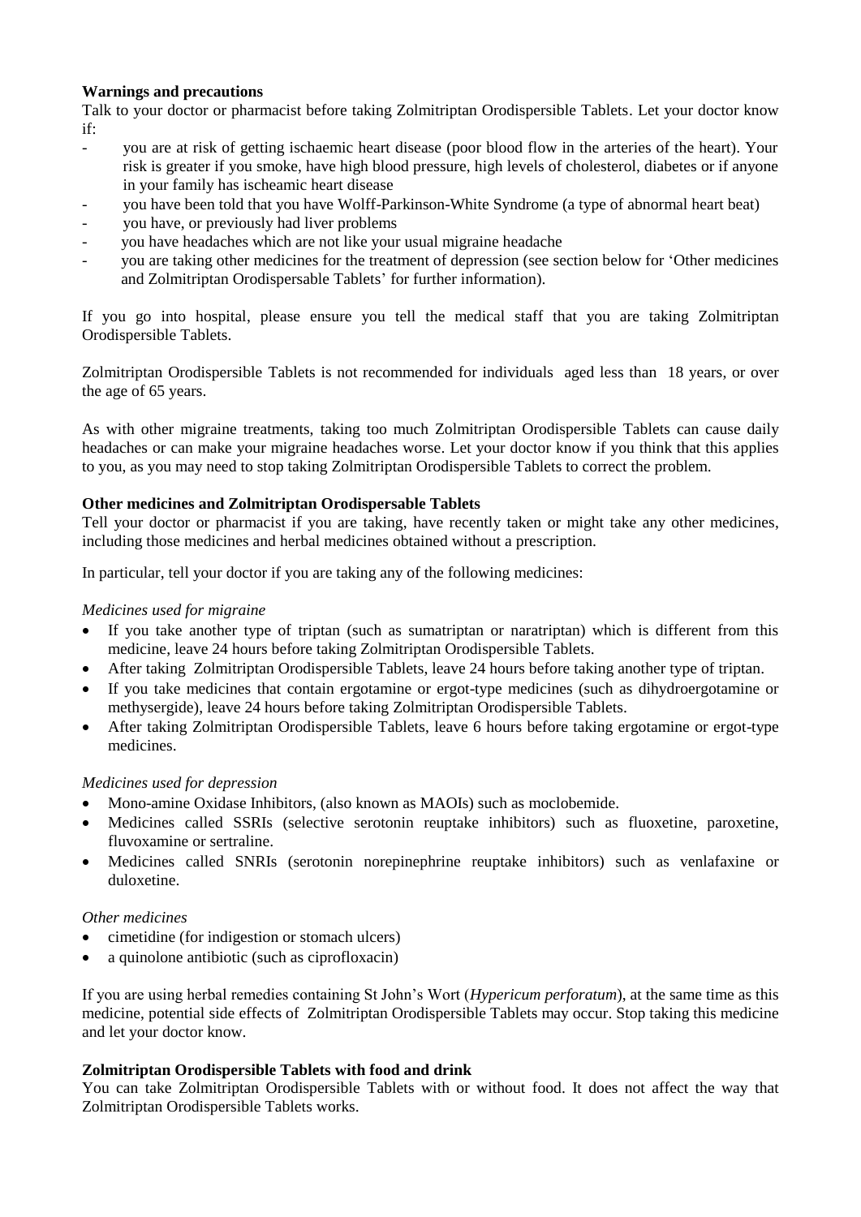**Warnings and precautions**

Talk to your doctor or pharmacist before taking Zolmitriptan Orodispersible Tablets. Let your doctor know if:

- you are at risk of getting ischaemic heart disease (poor blood flow in the arteries of the heart). Your risk is greater if you smoke, have high blood pressure, high levels of cholesterol, diabetes or if anyone in your family has ischeamic heart disease
- you have been told that you have Wolff-Parkinson-White Syndrome (a type of abnormal heart beat)
- you have, or previously had liver problems
- you have headaches which are not like your usual migraine headache
- you are taking other medicines for the treatment of depression (see section below for 'Other medicines and Zolmitriptan Orodispersable Tablets' for further information).

If you go into hospital, please ensure you tell the medical staff that you are taking Zolmitriptan Orodispersible Tablets.

Zolmitriptan Orodispersible Tablets is not recommended for individuals aged less than 18 years, or over the age of 65 years.

As with other migraine treatments, taking too much Zolmitriptan Orodispersible Tablets can cause daily headaches or can make your migraine headaches worse. Let your doctor know if you think that this applies to you, as you may need to stop taking Zolmitriptan Orodispersible Tablets to correct the problem.

**Other medicines and Zolmitriptan Orodispersable Tablets**

Tell your doctor or pharmacist if you are taking, have recently taken or might take any other medicines, including those medicines and herbal medicines obtained without a prescription.

In particular, tell your doctor if you are taking any of the following medicines:

*Medicines used for migraine*

- If you take another type of triptan (such as sumatriptan or naratriptan) which is different from this medicine, leave 24 hours before taking Zolmitriptan Orodispersible Tablets.
- After taking Zolmitriptan Orodispersible Tablets, leave 24 hours before taking another type of triptan.
- If you take medicines that contain ergotamine or ergot-type medicines (such as dihydroergotamine or methysergide), leave 24 hours before taking Zolmitriptan Orodispersible Tablets.
- After taking Zolmitriptan Orodispersible Tablets, leave 6 hours before taking ergotamine or ergot-type medicines.

*Medicines used for depression*

- Mono-amine Oxidase Inhibitors, (also known as MAOIs) such as moclobemide.
- Medicines called SSRIs (selective serotonin reuptake inhibitors) such as fluoxetine, paroxetine, fluvoxamine or sertraline.
- Medicines called SNRIs (serotonin norepinephrine reuptake inhibitors) such as venlafaxine or duloxetine.

*Other medicines*

- cimetidine (for indigestion or stomach ulcers)
- a quinolone antibiotic (such as ciprofloxacin)

If you are using herbal remedies containing St John's Wort (*Hypericum perforatum*), at the same time as this medicine, potential side effects of Zolmitriptan Orodispersible Tablets may occur. Stop taking this medicine and let your doctor know.

**Zolmitriptan Orodispersible Tablets with food and drink**

You can take Zolmitriptan Orodispersible Tablets with or without food. It does not affect the way that Zolmitriptan Orodispersible Tablets works.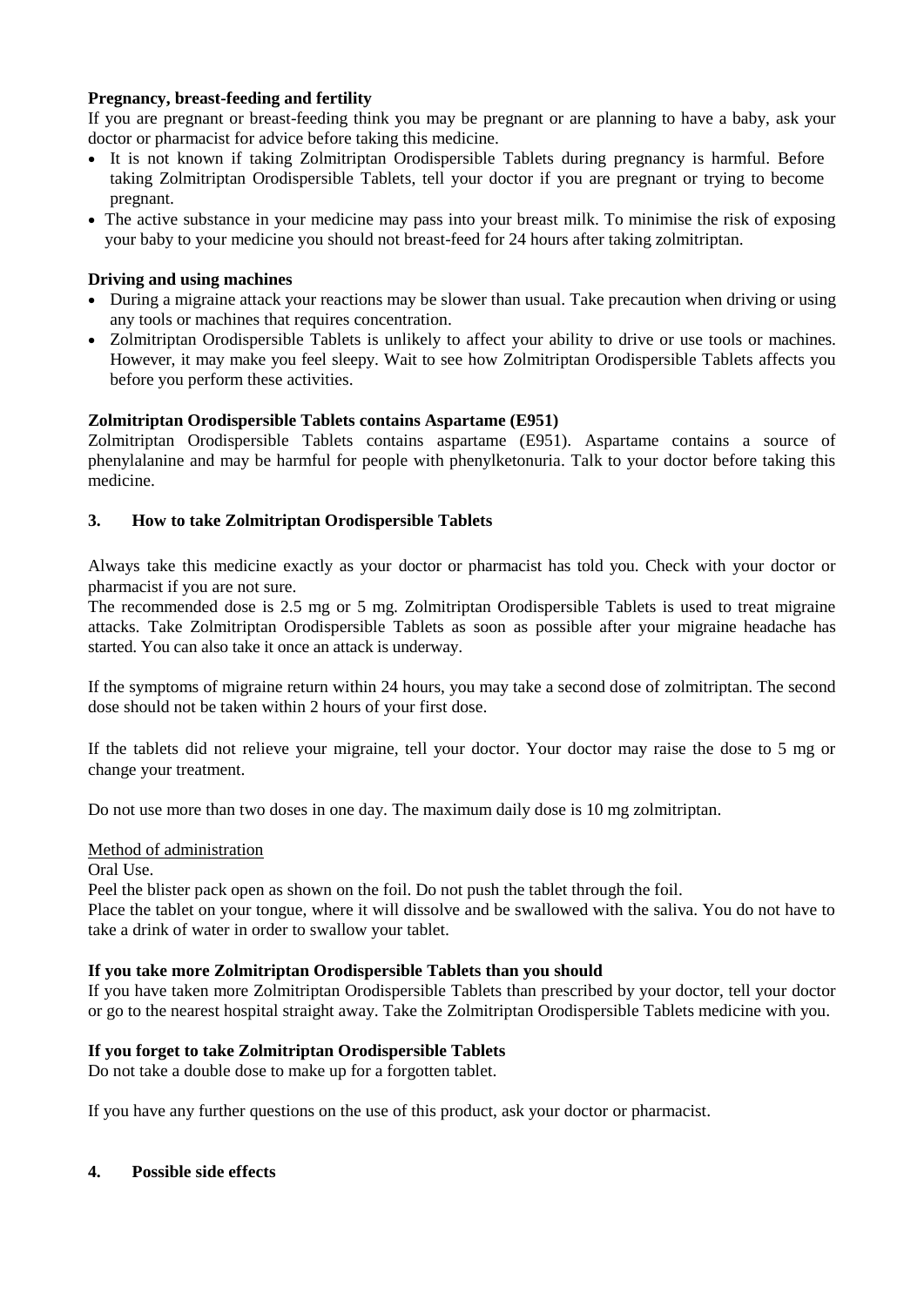**Pregnancy, breast-feeding and fertility**

If you are pregnant or breast-feeding think you may be pregnant or are planning to have a baby, ask your doctor or pharmacist for advice before taking this medicine.

- It is not known if taking Zolmitriptan Orodispersible Tablets during pregnancy is harmful. Before taking Zolmitriptan Orodispersible Tablets, tell your doctor if you are pregnant or trying to become pregnant.
- The active substance in your medicine may pass into your breast milk. To minimise the risk of exposing your baby to your medicine you should not breast-feed for 24 hours after taking zolmitriptan.

**Driving and using machines**

- During a migraine attack your reactions may be slower than usual. Take precaution when driving or using any tools or machines that requires concentration.
- Zolmitriptan Orodispersible Tablets is unlikely to affect your ability to drive or use tools or machines. However, it may make you feel sleepy. Wait to see how Zolmitriptan Orodispersible Tablets affects you before you perform these activities.

**Zolmitriptan Orodispersible Tablets contains Aspartame (E951)**

Zolmitriptan Orodispersible Tablets contains aspartame (E951). Aspartame contains a source of phenylalanine and may be harmful for people with phenylketonuria. Talk to your doctor before taking this medicine.

## 3. How to take Zolmitriptan Orodispersible Tablets

Always take this medicine exactly as your doctor or pharmacist has told you. Check with your doctor or pharmacist if you are not sure.

The recommended dose is 2.5 mg or 5 mg. Zolmitriptan Orodispersible Tablets is used to treat migraine attacks. Take Zolmitriptan Orodispersible Tablets as soon as possible after your migraine headache has started. You can also take it once an attack is underway.

If the symptoms of migraine return within 24 hours, you may take a second dose of zolmitriptan. The second dose should not be taken within 2 hours of your first dose.

If the tablets did not relieve your migraine, tell your doctor. Your doctor may raise the dose to 5 mg or change your treatment.

Do not use more than two doses in one day. The maximum daily dose is 10 mg zolmitriptan.

Method of administration

Oral Use.

Peel the blister pack open as shown on the foil. Do not push the tablet through the foil.

Place the tablet on your tongue, where it will dissolve and be swallowed with the saliva. You do not have to take a drink of water in order to swallow your tablet.

**If you take more Zolmitriptan Orodispersible Tablets than you should**

If you have taken more Zolmitriptan Orodispersible Tablets than prescribed by your doctor, tell your doctor or go to the nearest hospital straight away. Take the Zolmitriptan Orodispersible Tablets medicine with you.

**If you forget to take Zolmitriptan Orodispersible Tablets**

Do not take a double dose to make up for a forgotten tablet.

If you have any further questions on the use of this product, ask your doctor or pharmacist.

## 4. Possible side effects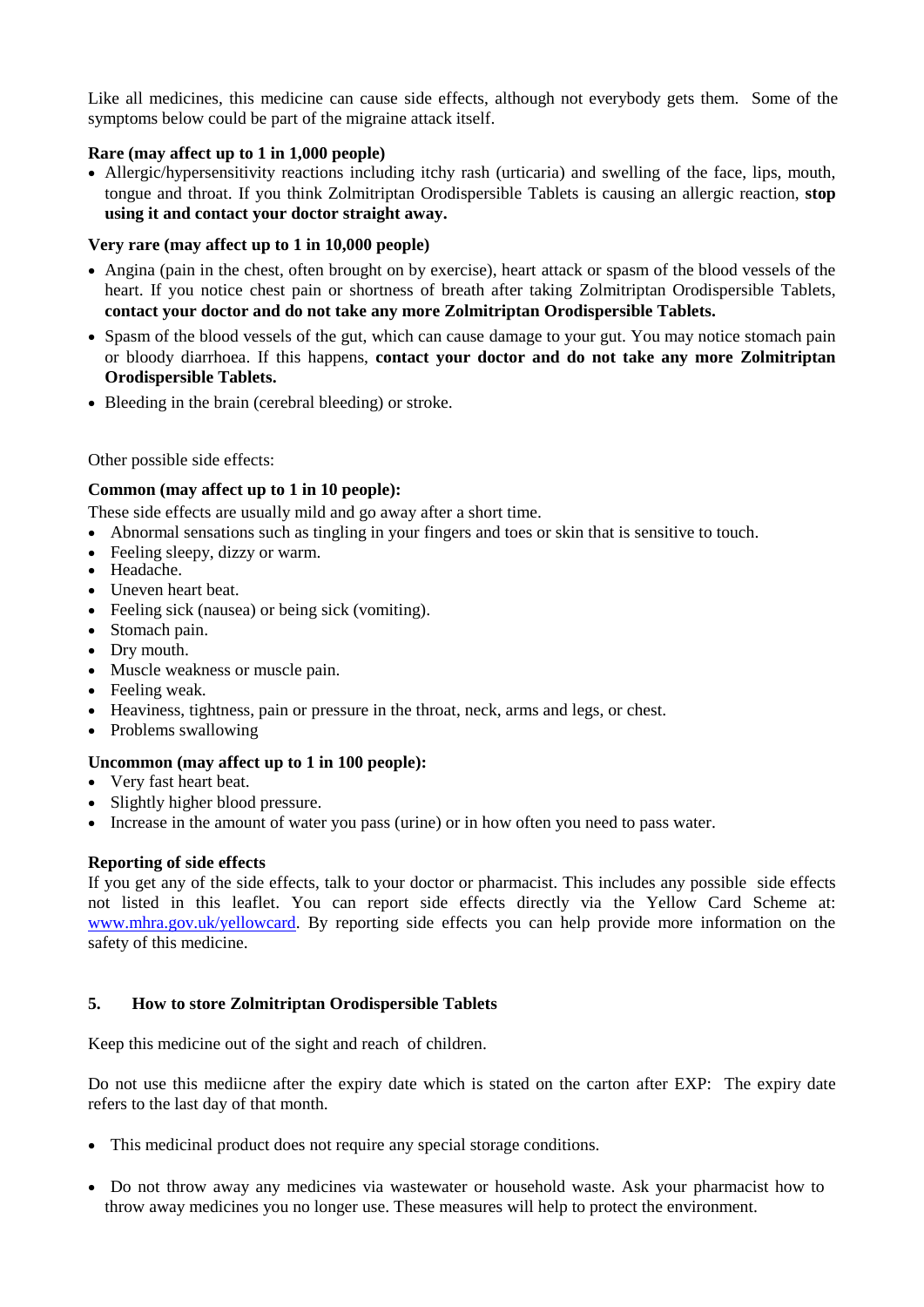Like all medicines, this medicine can cause side effects, although not everybody gets them. Some of the symptoms below could be part of the migraine attack itself.

**Rare (may affect up to 1 in 1,000 people)**

- Allergic/hypersensitivity reactions including itchy rash (urticaria) and swelling of the face, lips, mouth, tongue and throat. If you think Zolmitriptan Orodispersible Tablets is causing an allergic reaction, **stop using it and contact your doctor straight away.**

**Very rare (may affect up to 1 in 10,000 people)**

- Angina (pain in the chest, often brought on by exercise), heart attack or spasm of the blood vessels of the heart. If you notice chest pain or shortness of breath after taking Zolmitriptan Orodispersible Tablets, **contact your doctor and do not take any more Zolmitriptan Orodispersible Tablets.**
- Spasm of the blood vessels of the gut, which can cause damage to your gut. You may notice stomach pain or bloody diarrhoea. If this happens, **contact your doctor and do not take any more Zolmitriptan Orodispersible Tablets.**
- Bleeding in the brain (cerebral bleeding) or stroke.

Other possible side effects:

**Common (may affect up to 1 in 10 people):**

These side effects are usually mild and go away after a short time.

- Abnormal sensations such as tingling in your fingers and toes or skin that is sensitive to touch.
- Feeling sleepy, dizzy or warm.
- Headache.
- Uneven heart beat.
- Feeling sick (nausea) or being sick (vomiting).
- Stomach pain.
- Dry mouth.
- Muscle weakness or muscle pain.
- Feeling weak.
- Heaviness, tightness, pain or pressure in the throat, neck, arms and legs, or chest.
- Problems swallowing

**Uncommon (may affect up to 1 in 100 people):**

- Very fast heart beat.
- Slightly higher blood pressure.
- Increase in the amount of water you pass (urine) or in how often you need to pass water.

**Reporting of side effects**

If you get any of the side effects, talk to your doctor or pharmacist. This includes any possible side effects not listed in this leaflet. You can report side effects directly via the Yellow Card Scheme at: www.mhra.gov.uk/yellowcard. By reporting side effects you can help provide more information on the safety of this medicine.

## 5. How to store Zolmitriptan Orodispersible Tablets

Keep this medicine out of the sight and reach of children.

Do not use this mediicne after the expiry date which is stated on the carton after EXP: The expiry date refers to the last day of that month.

- This medicinal product does not require any special storage conditions.
- Do not throw away any medicines via wastewater or household waste. Ask your pharmacist how to throw away medicines you no longer use. These measures will help to protect the environment.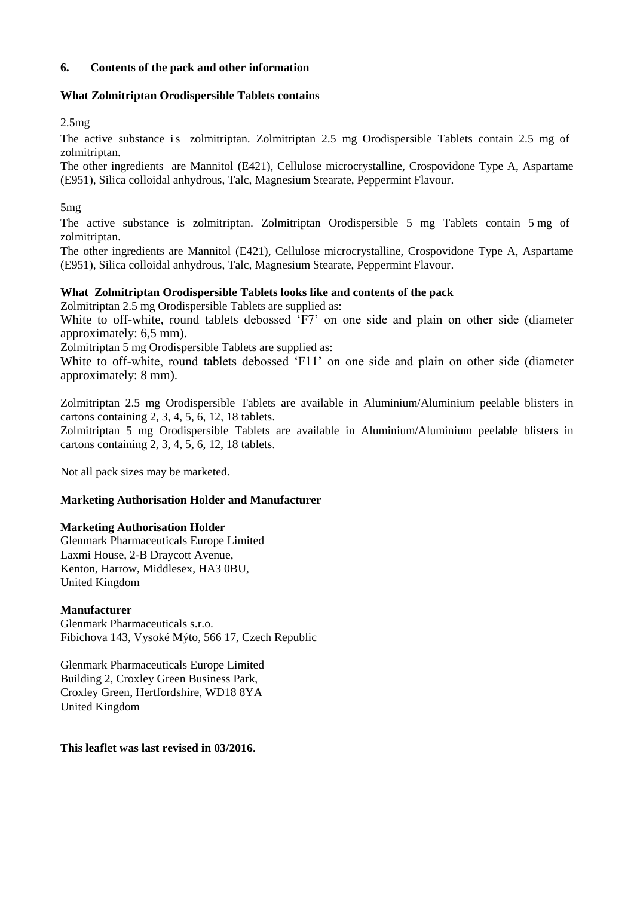## 6. Contents of the pack and other information

**What Zolmitriptan Orodispersible Tablets contains**

2.5mg

The active substance is zolmitriptan. Zolmitriptan 2.5 mg Orodispersible Tablets contain 2.5 mg of zolmitriptan.

The other ingredients are Mannitol (E421), Cellulose microcrystalline, Crospovidone Type A, Aspartame (E951), Silica colloidal anhydrous, Talc, Magnesium Stearate, Peppermint Flavour.

5mg

The active substance is zolmitriptan. Zolmitriptan Orodispersible 5 mg Tablets contain 5 mg of zolmitriptan.

The other ingredients are Mannitol (E421), Cellulose microcrystalline, Crospovidone Type A, Aspartame (E951), Silica colloidal anhydrous, Talc, Magnesium Stearate, Peppermint Flavour.

**What Zolmitriptan Orodispersible Tablets looks like and contents of the pack**

Zolmitriptan 2.5 mg Orodispersible Tablets are supplied as:

White to off-white, round tablets debossed 'F7' on one side and plain on other side (diameter approximately: 6,5 mm).

Zolmitriptan 5 mg Orodispersible Tablets are supplied as:

White to off-white, round tablets debossed 'F11' on one side and plain on other side (diameter approximately: 8 mm).

Zolmitriptan 2.5 mg Orodispersible Tablets are available in Aluminium/Aluminium peelable blisters in cartons containing 2, 3, 4, 5, 6, 12, 18 tablets.

Zolmitriptan 5 mg Orodispersible Tablets are available in Aluminium/Aluminium peelable blisters in cartons containing 2, 3, 4, 5, 6, 12, 18 tablets.

Not all pack sizes may be marketed.

**Marketing Authorisation Holder and Manufacturer**

**Marketing Authorisation Holder**

Glenmark Pharmaceuticals Europe Limited
Laxmi House, 2-B Draycott Avenue,
Kenton, Harrow, Middlesex, HA3 0BU,
United Kingdom

**Manufacturer**

Glenmark Pharmaceuticals s.r.o.
Fibichova 143, Vysoké Mýto, 566 17, Czech Republic

Glenmark Pharmaceuticals Europe Limited
Building 2, Croxley Green Business Park,
Croxley Green, Hertfordshire, WD18 8YA
United Kingdom

**This leaflet was last revised in 03/2016**.